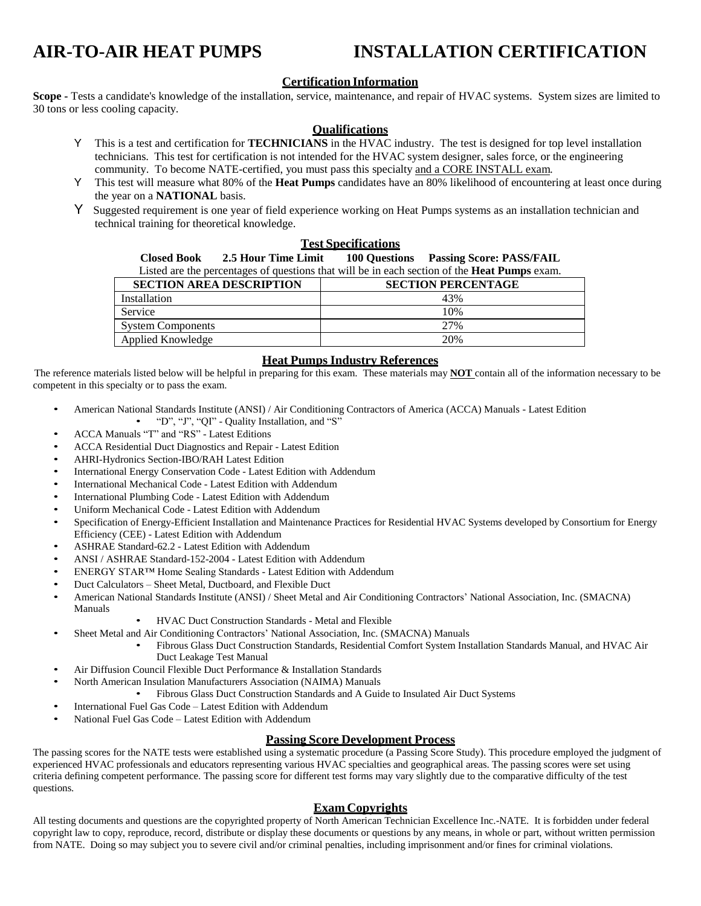# AIR-TO-AIR HEAT PUMPS INSTALLATION CERTIFICATION

## Certification Information

**Scope -** Tests a candidate's knowledge of the installation, service, maintenance, and repair of HVAC systems. System sizes are limited to 30 tons or less cooling capacity.

## Qualifications

- This is a test and certification for **TECHNICIANS** in the HVAC industry. The test is designed for top level installation technicians. This test for certification is not intended for the HVAC system designer, sales force, or the engineering community. To become NATE-certified, you must pass this specialty and a CORE INSTALL exam.
- This test will measure what 80% of the **Heat Pumps** candidates have an 80% likelihood of encountering at least once during the year on a **NATIONAL** basis.
- Suggested requirement is one year of field experience working on Heat Pumps systems as an installation technician and technical training for theoretical knowledge.

## Test Specifications

**Closed Book** **2.5 Hour Time Limit** **100 Questions** **Passing Score: PASS/FAIL**

Listed are the percentages of questions that will be in each section of the **Heat Pumps** exam.

| SECTION AREA DESCRIPTION | SECTION PERCENTAGE |
| --- | --- |
| Installation | 43% |
| Service | 10% |
| System Components | 27% |
| Applied Knowledge | 20% |

## Heat Pumps Industry References

The reference materials listed below will be helpful in preparing for this exam. These materials may **NOT** contain all of the information necessary to be competent in this specialty or to pass the exam.

- American National Standards Institute (ANSI) / Air Conditioning Contractors of America (ACCA) Manuals - Latest Edition
  - "D", "J", "QI" - Quality Installation, and "S"
- ACCA Manuals "T" and "RS" - Latest Editions
- ACCA Residential Duct Diagnostics and Repair - Latest Edition
- AHRI-Hydronics Section-IBO/RAH Latest Edition
- International Energy Conservation Code - Latest Edition with Addendum
- International Mechanical Code - Latest Edition with Addendum
- International Plumbing Code - Latest Edition with Addendum
- Uniform Mechanical Code - Latest Edition with Addendum
- Specification of Energy-Efficient Installation and Maintenance Practices for Residential HVAC Systems developed by Consortium for Energy Efficiency (CEE) - Latest Edition with Addendum
- ASHRAE Standard-62.2 - Latest Edition with Addendum
- ANSI / ASHRAE Standard-152-2004 - Latest Edition with Addendum
- ENERGY STAR™ Home Sealing Standards - Latest Edition with Addendum
- Duct Calculators – Sheet Metal, Ductboard, and Flexible Duct
- American National Standards Institute (ANSI) / Sheet Metal and Air Conditioning Contractors' National Association, Inc. (SMACNA) Manuals
  - HVAC Duct Construction Standards - Metal and Flexible
- Sheet Metal and Air Conditioning Contractors' National Association, Inc. (SMACNA) Manuals
  - Fibrous Glass Duct Construction Standards, Residential Comfort System Installation Standards Manual, and HVAC Air Duct Leakage Test Manual
- Air Diffusion Council Flexible Duct Performance & Installation Standards
- North American Insulation Manufacturers Association (NAIMA) Manuals
  - Fibrous Glass Duct Construction Standards and A Guide to Insulated Air Duct Systems
- International Fuel Gas Code – Latest Edition with Addendum
- National Fuel Gas Code – Latest Edition with Addendum

## Passing Score Development Process

The passing scores for the NATE tests were established using a systematic procedure (a Passing Score Study). This procedure employed the judgment of experienced HVAC professionals and educators representing various HVAC specialties and geographical areas. The passing scores were set using criteria defining competent performance. The passing score for different test forms may vary slightly due to the comparative difficulty of the test questions.

## Exam Copyrights

All testing documents and questions are the copyrighted property of North American Technician Excellence Inc.-NATE. It is forbidden under federal copyright law to copy, reproduce, record, distribute or display these documents or questions by any means, in whole or part, without written permission from NATE. Doing so may subject you to severe civil and/or criminal penalties, including imprisonment and/or fines for criminal violations.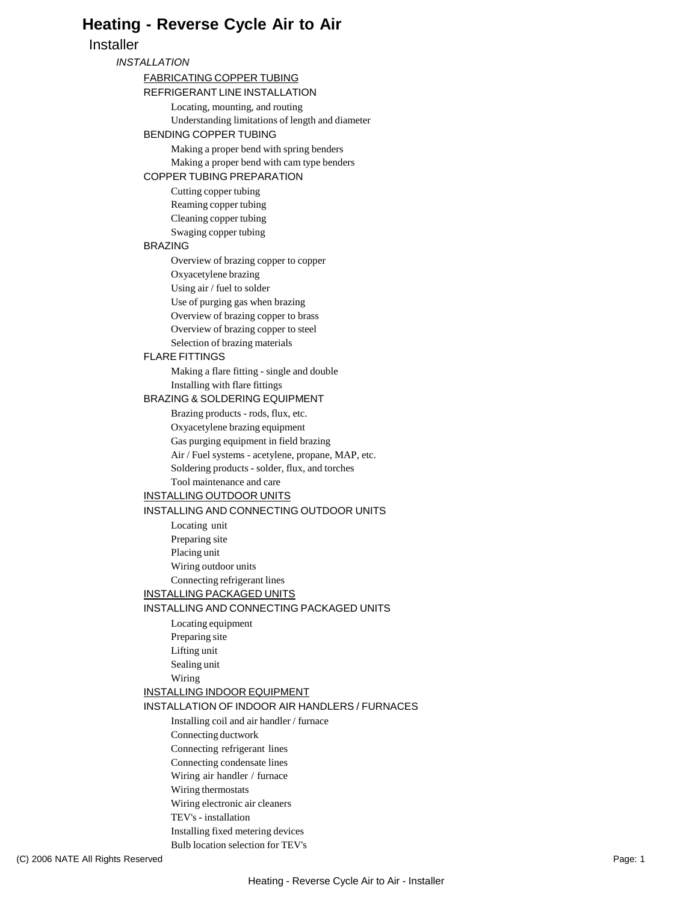# Heating - Reverse Cycle Air to Air

## Installer

### *INSTALLATION*

#### FABRICATING COPPER TUBING

##### REFRIGERANT LINE INSTALLATION

- Locating, mounting, and routing
- Understanding limitations of length and diameter

##### BENDING COPPER TUBING

- Making a proper bend with spring benders
- Making a proper bend with cam type benders

##### COPPER TUBING PREPARATION

- Cutting copper tubing
- Reaming copper tubing
- Cleaning copper tubing
- Swaging copper tubing

##### BRAZING

- Overview of brazing copper to copper
- Oxyacetylene brazing
- Using air / fuel to solder
- Use of purging gas when brazing
- Overview of brazing copper to brass
- Overview of brazing copper to steel
- Selection of brazing materials

##### FLARE FITTINGS

- Making a flare fitting - single and double
- Installing with flare fittings

##### BRAZING & SOLDERING EQUIPMENT

- Brazing products - rods, flux, etc.
- Oxyacetylene brazing equipment
- Gas purging equipment in field brazing
- Air / Fuel systems - acetylene, propane, MAP, etc.
- Soldering products - solder, flux, and torches
- Tool maintenance and care

#### INSTALLING OUTDOOR UNITS

##### INSTALLING AND CONNECTING OUTDOOR UNITS

- Locating unit
- Preparing site
- Placing unit
- Wiring outdoor units
- Connecting refrigerant lines

#### INSTALLING PACKAGED UNITS

##### INSTALLING AND CONNECTING PACKAGED UNITS

- Locating equipment
- Preparing site
- Lifting unit
- Sealing unit
- Wiring

#### INSTALLING INDOOR EQUIPMENT

##### INSTALLATION OF INDOOR AIR HANDLERS / FURNACES

- Installing coil and air handler / furnace
- Connecting ductwork
- Connecting refrigerant lines
- Connecting condensate lines
- Wiring air handler / furnace
- Wiring thermostats
- Wiring electronic air cleaners
- TEV's - installation
- Installing fixed metering devices
- Bulb location selection for TEV's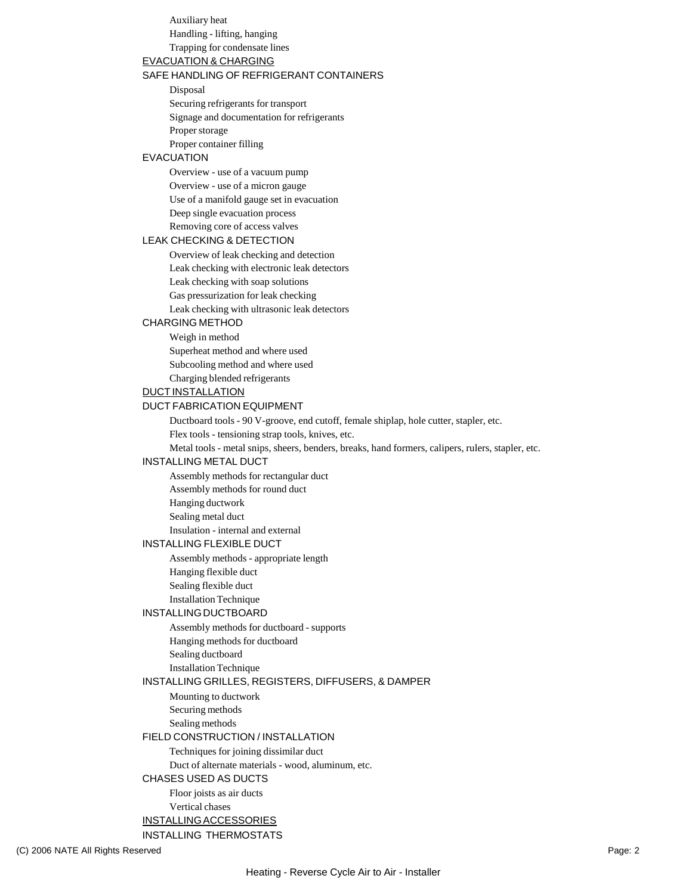- Auxiliary heat
- Handling - lifting, hanging
- Trapping for condensate lines

## EVACUATION & CHARGING

### SAFE HANDLING OF REFRIGERANT CONTAINERS

- Disposal
- Securing refrigerants for transport
- Signage and documentation for refrigerants
- Proper storage
- Proper container filling

### EVACUATION

- Overview - use of a vacuum pump
- Overview - use of a micron gauge
- Use of a manifold gauge set in evacuation
- Deep single evacuation process
- Removing core of access valves

### LEAK CHECKING & DETECTION

- Overview of leak checking and detection
- Leak checking with electronic leak detectors
- Leak checking with soap solutions
- Gas pressurization for leak checking
- Leak checking with ultrasonic leak detectors

### CHARGING METHOD

- Weigh in method
- Superheat method and where used
- Subcooling method and where used
- Charging blended refrigerants

## DUCT INSTALLATION

### DUCT FABRICATION EQUIPMENT

- Ductboard tools - 90 V-groove, end cutoff, female shiplap, hole cutter, stapler, etc.
- Flex tools - tensioning strap tools, knives, etc.
- Metal tools - metal snips, sheers, benders, breaks, hand formers, calipers, rulers, stapler, etc.

### INSTALLING METAL DUCT

- Assembly methods for rectangular duct
- Assembly methods for round duct
- Hanging ductwork
- Sealing metal duct
- Insulation - internal and external

### INSTALLING FLEXIBLE DUCT

- Assembly methods - appropriate length
- Hanging flexible duct
- Sealing flexible duct
- Installation Technique

### INSTALLING DUCTBOARD

- Assembly methods for ductboard - supports
- Hanging methods for ductboard
- Sealing ductboard
- Installation Technique

### INSTALLING GRILLES, REGISTERS, DIFFUSERS, & DAMPER

- Mounting to ductwork
- Securing methods
- Sealing methods

### FIELD CONSTRUCTION / INSTALLATION

- Techniques for joining dissimilar duct
- Duct of alternate materials - wood, aluminum, etc.

### CHASES USED AS DUCTS

- Floor joists as air ducts
- Vertical chases

## INSTALLING ACCESSORIES

### INSTALLING THERMOSTATS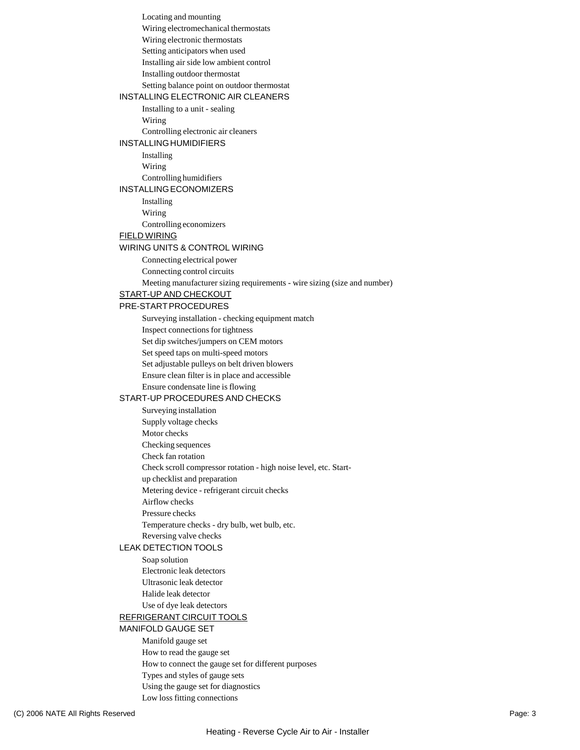- Locating and mounting
- Wiring electromechanical thermostats
- Wiring electronic thermostats
- Setting anticipators when used
- Installing air side low ambient control
- Installing outdoor thermostat
- Setting balance point on outdoor thermostat

### INSTALLING ELECTRONIC AIR CLEANERS

- Installing to a unit - sealing
- Wiring
- Controlling electronic air cleaners

### INSTALLING HUMIDIFIERS

- Installing
- Wiring
- Controlling humidifiers

### INSTALLING ECONOMIZERS

- Installing
- Wiring
- Controlling economizers

## FIELD WIRING

### WIRING UNITS & CONTROL WIRING

- Connecting electrical power
- Connecting control circuits
- Meeting manufacturer sizing requirements - wire sizing (size and number)

## START-UP AND CHECKOUT

### PRE-START PROCEDURES

- Surveying installation - checking equipment match
- Inspect connections for tightness
- Set dip switches/jumpers on CEM motors
- Set speed taps on multi-speed motors
- Set adjustable pulleys on belt driven blowers
- Ensure clean filter is in place and accessible
- Ensure condensate line is flowing

### START-UP PROCEDURES AND CHECKS

- Surveying installation
- Supply voltage checks
- Motor checks
- Checking sequences
- Check fan rotation
- Check scroll compressor rotation - high noise level, etc. Start-up checklist and preparation
- Metering device - refrigerant circuit checks
- Airflow checks
- Pressure checks
- Temperature checks - dry bulb, wet bulb, etc.
- Reversing valve checks

### LEAK DETECTION TOOLS

- Soap solution
- Electronic leak detectors
- Ultrasonic leak detector
- Halide leak detector
- Use of dye leak detectors

## REFRIGERANT CIRCUIT TOOLS

### MANIFOLD GAUGE SET

- Manifold gauge set
- How to read the gauge set
- How to connect the gauge set for different purposes
- Types and styles of gauge sets
- Using the gauge set for diagnostics
- Low loss fitting connections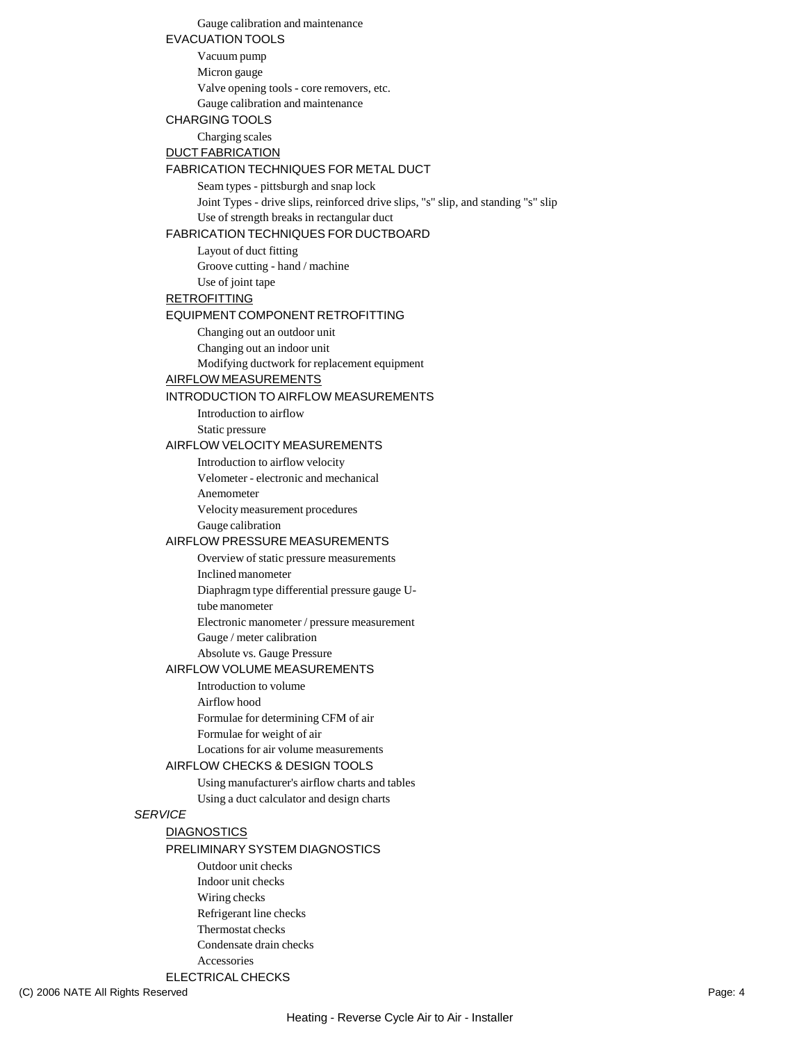- Gauge calibration and maintenance

### EVACUATION TOOLS

- Vacuum pump
- Micron gauge
- Valve opening tools - core removers, etc.
- Gauge calibration and maintenance

### CHARGING TOOLS

- Charging scales

## DUCT FABRICATION

### FABRICATION TECHNIQUES FOR METAL DUCT

- Seam types - pittsburgh and snap lock
- Joint Types - drive slips, reinforced drive slips, "s" slip, and standing "s" slip
- Use of strength breaks in rectangular duct

### FABRICATION TECHNIQUES FOR DUCTBOARD

- Layout of duct fitting
- Groove cutting - hand / machine
- Use of joint tape

## RETROFITTING

### EQUIPMENT COMPONENT RETROFITTING

- Changing out an outdoor unit
- Changing out an indoor unit
- Modifying ductwork for replacement equipment

## AIRFLOW MEASUREMENTS

### INTRODUCTION TO AIRFLOW MEASUREMENTS

- Introduction to airflow
- Static pressure

### AIRFLOW VELOCITY MEASUREMENTS

- Introduction to airflow velocity
- Velometer - electronic and mechanical
- Anemometer
- Velocity measurement procedures
- Gauge calibration

### AIRFLOW PRESSURE MEASUREMENTS

- Overview of static pressure measurements
- Inclined manometer
- Diaphragm type differential pressure gauge U-tube manometer
- Electronic manometer / pressure measurement
- Gauge / meter calibration
- Absolute vs. Gauge Pressure

### AIRFLOW VOLUME MEASUREMENTS

- Introduction to volume
- Airflow hood
- Formulae for determining CFM of air
- Formulae for weight of air
- Locations for air volume measurements

### AIRFLOW CHECKS & DESIGN TOOLS

- Using manufacturer's airflow charts and tables
- Using a duct calculator and design charts

# *SERVICE*

## DIAGNOSTICS

### PRELIMINARY SYSTEM DIAGNOSTICS

- Outdoor unit checks
- Indoor unit checks
- Wiring checks
- Refrigerant line checks
- Thermostat checks
- Condensate drain checks
- Accessories

### ELECTRICAL CHECKS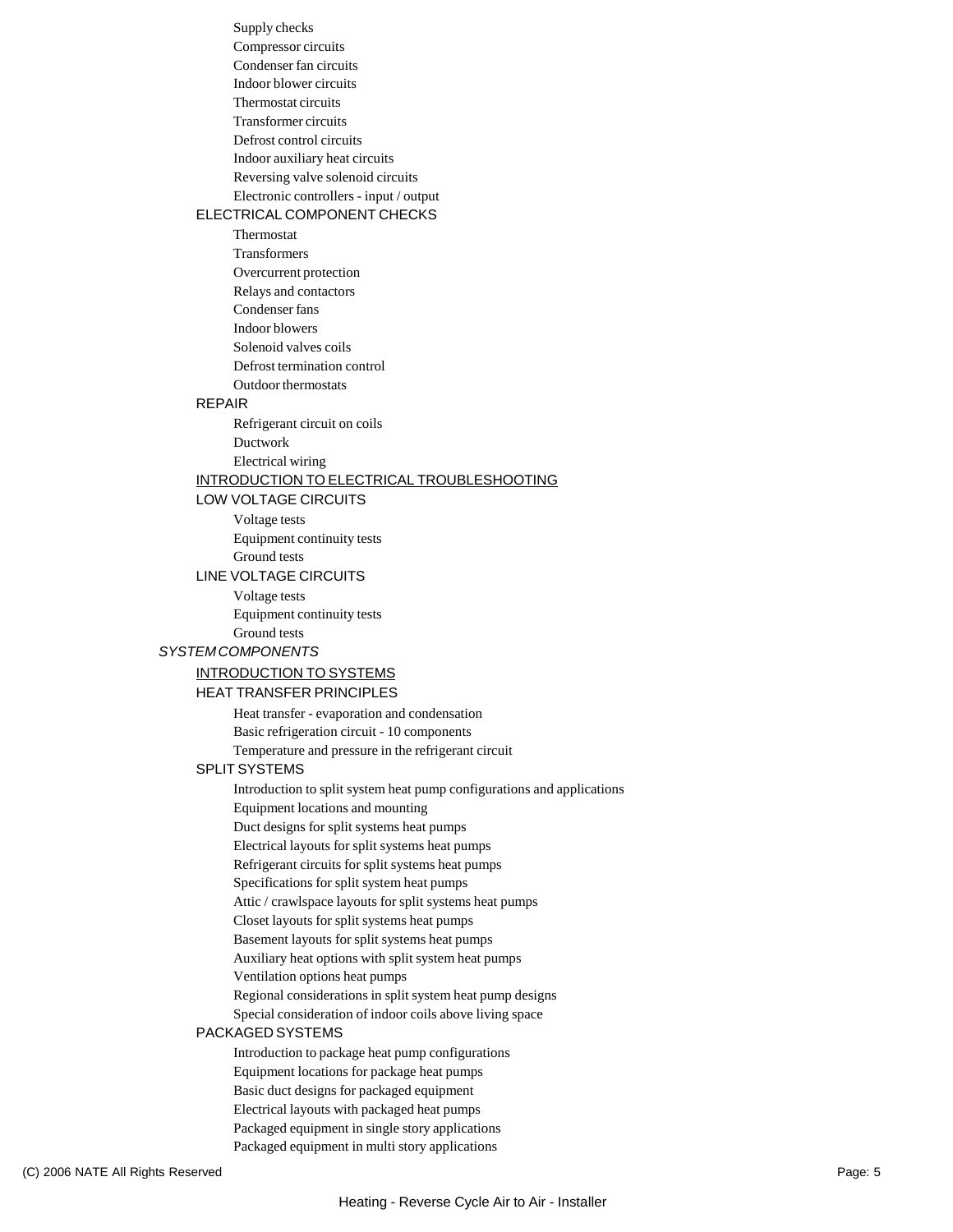- Supply checks
- Compressor circuits
- Condenser fan circuits
- Indoor blower circuits
- Thermostat circuits
- Transformer circuits
- Defrost control circuits
- Indoor auxiliary heat circuits
- Reversing valve solenoid circuits
- Electronic controllers - input / output

#### ELECTRICAL COMPONENT CHECKS

- Thermostat
- Transformers
- Overcurrent protection
- Relays and contactors
- Condenser fans
- Indoor blowers
- Solenoid valves coils
- Defrost termination control
- Outdoor thermostats

#### REPAIR

- Refrigerant circuit on coils
- Ductwork
- Electrical wiring

#### <u>INTRODUCTION TO ELECTRICAL TROUBLESHOOTING</u>

#### LOW VOLTAGE CIRCUITS

- Voltage tests
- Equipment continuity tests
- Ground tests

#### LINE VOLTAGE CIRCUITS

- Voltage tests
- Equipment continuity tests
- Ground tests

### *SYSTEM COMPONENTS*

#### <u>INTRODUCTION TO SYSTEMS</u>

#### HEAT TRANSFER PRINCIPLES

- Heat transfer - evaporation and condensation
- Basic refrigeration circuit - 10 components
- Temperature and pressure in the refrigerant circuit

#### SPLIT SYSTEMS

- Introduction to split system heat pump configurations and applications
- Equipment locations and mounting
- Duct designs for split systems heat pumps
- Electrical layouts for split systems heat pumps
- Refrigerant circuits for split systems heat pumps
- Specifications for split system heat pumps
- Attic / crawlspace layouts for split systems heat pumps
- Closet layouts for split systems heat pumps
- Basement layouts for split systems heat pumps
- Auxiliary heat options with split system heat pumps
- Ventilation options heat pumps
- Regional considerations in split system heat pump designs
- Special consideration of indoor coils above living space

#### PACKAGED SYSTEMS

- Introduction to package heat pump configurations
- Equipment locations for package heat pumps
- Basic duct designs for packaged equipment
- Electrical layouts with packaged heat pumps
- Packaged equipment in single story applications
- Packaged equipment in multi story applications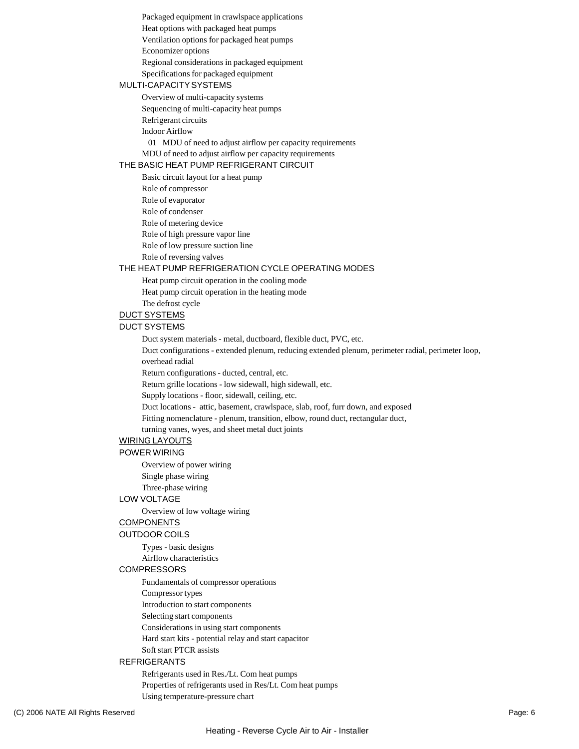- Packaged equipment in crawlspace applications
- Heat options with packaged heat pumps
- Ventilation options for packaged heat pumps
- Economizer options
- Regional considerations in packaged equipment
- Specifications for packaged equipment

### MULTI-CAPACITY SYSTEMS

- Overview of multi-capacity systems
- Sequencing of multi-capacity heat pumps
- Refrigerant circuits
- Indoor Airflow
  - 01 MDU of need to adjust airflow per capacity requirements
- MDU of need to adjust airflow per capacity requirements

### THE BASIC HEAT PUMP REFRIGERANT CIRCUIT

- Basic circuit layout for a heat pump
- Role of compressor
- Role of evaporator
- Role of condenser
- Role of metering device
- Role of high pressure vapor line
- Role of low pressure suction line
- Role of reversing valves

### THE HEAT PUMP REFRIGERATION CYCLE OPERATING MODES

- Heat pump circuit operation in the cooling mode
- Heat pump circuit operation in the heating mode
- The defrost cycle

## DUCT SYSTEMS

### DUCT SYSTEMS

- Duct system materials - metal, ductboard, flexible duct, PVC, etc.
- Duct configurations - extended plenum, reducing extended plenum, perimeter radial, perimeter loop, overhead radial
- Return configurations - ducted, central, etc.
- Return grille locations - low sidewall, high sidewall, etc.
- Supply locations - floor, sidewall, ceiling, etc.
- Duct locations - attic, basement, crawlspace, slab, roof, furr down, and exposed
- Fitting nomenclature - plenum, transition, elbow, round duct, rectangular duct, turning vanes, wyes, and sheet metal duct joints

## WIRING LAYOUTS

### POWER WIRING

- Overview of power wiring
- Single phase wiring
- Three-phase wiring

### LOW VOLTAGE

- Overview of low voltage wiring

## COMPONENTS

### OUTDOOR COILS

- Types - basic designs
- Airflow characteristics

### COMPRESSORS

- Fundamentals of compressor operations
- Compressor types
- Introduction to start components
- Selecting start components
- Considerations in using start components
- Hard start kits - potential relay and start capacitor
- Soft start PTCR assists

### REFRIGERANTS

- Refrigerants used in Res./Lt. Com heat pumps
- Properties of refrigerants used in Res/Lt. Com heat pumps
- Using temperature-pressure chart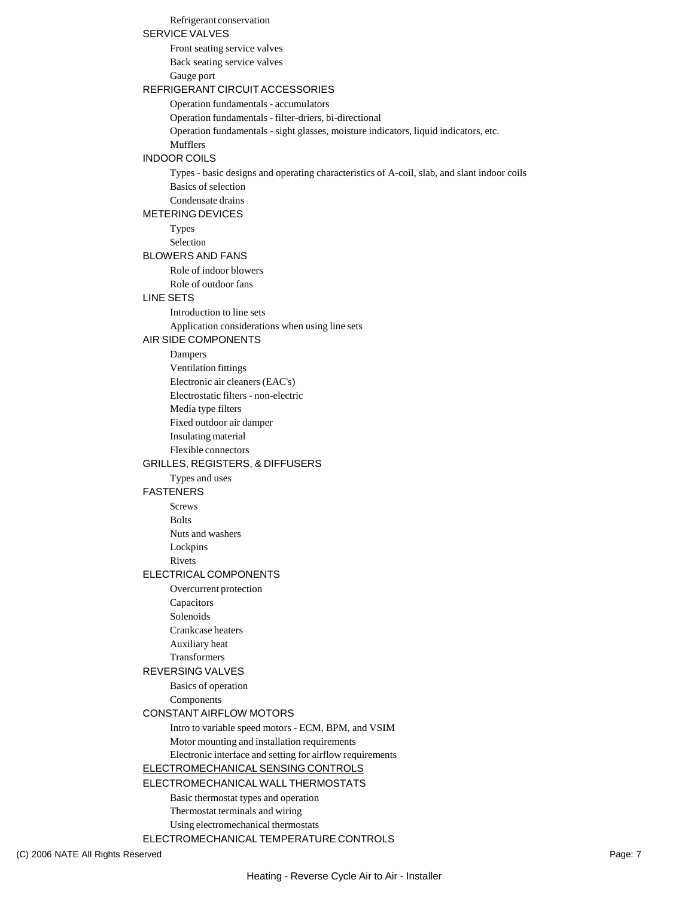- Refrigerant conservation

### SERVICE VALVES

- Front seating service valves
- Back seating service valves
- Gauge port

### REFRIGERANT CIRCUIT ACCESSORIES

- Operation fundamentals - accumulators
- Operation fundamentals - filter-driers, bi-directional
- Operation fundamentals - sight glasses, moisture indicators, liquid indicators, etc.
- Mufflers

### INDOOR COILS

- Types - basic designs and operating characteristics of A-coil, slab, and slant indoor coils
- Basics of selection
- Condensate drains

### METERING DEVICES

- Types
- Selection

### BLOWERS AND FANS

- Role of indoor blowers
- Role of outdoor fans

### LINE SETS

- Introduction to line sets
- Application considerations when using line sets

### AIR SIDE COMPONENTS

- Dampers
- Ventilation fittings
- Electronic air cleaners (EAC's)
- Electrostatic filters - non-electric
- Media type filters
- Fixed outdoor air damper
- Insulating material
- Flexible connectors

### GRILLES, REGISTERS, & DIFFUSERS

- Types and uses

### FASTENERS

- Screws
- Bolts
- Nuts and washers
- Lockpins
- Rivets

### ELECTRICAL COMPONENTS

- Overcurrent protection
- Capacitors
- Solenoids
- Crankcase heaters
- Auxiliary heat
- Transformers

### REVERSING VALVES

- Basics of operation
- Components

### CONSTANT AIRFLOW MOTORS

- Intro to variable speed motors - ECM, BPM, and VSIM
- Motor mounting and installation requirements
- Electronic interface and setting for airflow requirements

## ELECTROMECHANICAL SENSING CONTROLS

### ELECTROMECHANICAL WALL THERMOSTATS

- Basic thermostat types and operation
- Thermostat terminals and wiring
- Using electromechanical thermostats

### ELECTROMECHANICAL TEMPERATURE CONTROLS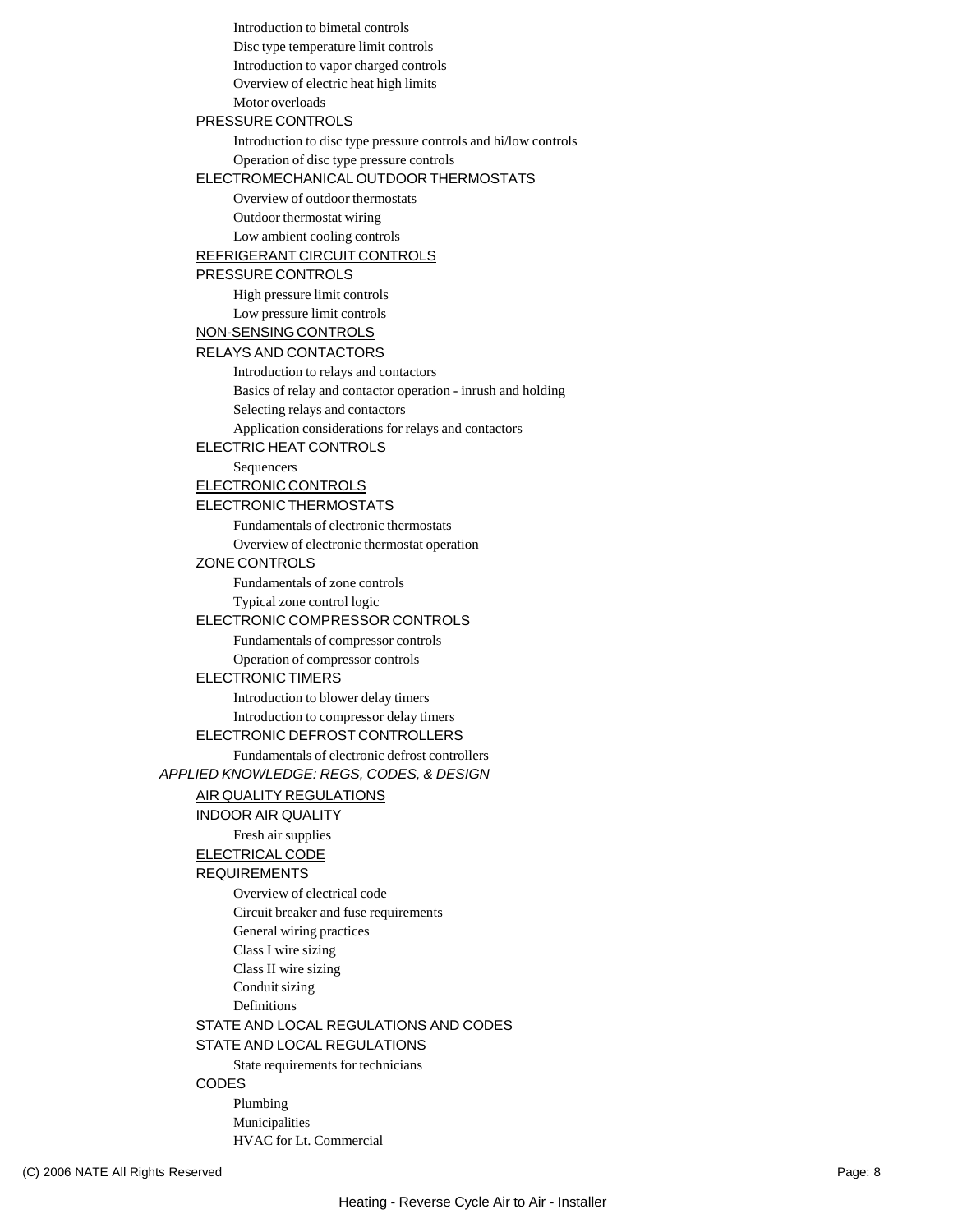- Introduction to bimetal controls
- Disc type temperature limit controls
- Introduction to vapor charged controls
- Overview of electric heat high limits
- Motor overloads

#### PRESSURE CONTROLS

- Introduction to disc type pressure controls and hi/low controls
- Operation of disc type pressure controls

#### ELECTROMECHANICAL OUTDOOR THERMOSTATS

- Overview of outdoor thermostats
- Outdoor thermostat wiring
- Low ambient cooling controls

### REFRIGERANT CIRCUIT CONTROLS

#### PRESSURE CONTROLS

- High pressure limit controls
- Low pressure limit controls

### NON-SENSING CONTROLS

#### RELAYS AND CONTACTORS

- Introduction to relays and contactors
- Basics of relay and contactor operation - inrush and holding
- Selecting relays and contactors
- Application considerations for relays and contactors

#### ELECTRIC HEAT CONTROLS

- Sequencers

### ELECTRONIC CONTROLS

#### ELECTRONIC THERMOSTATS

- Fundamentals of electronic thermostats
- Overview of electronic thermostat operation

#### ZONE CONTROLS

- Fundamentals of zone controls
- Typical zone control logic

#### ELECTRONIC COMPRESSOR CONTROLS

- Fundamentals of compressor controls
- Operation of compressor controls

#### ELECTRONIC TIMERS

- Introduction to blower delay timers
- Introduction to compressor delay timers

#### ELECTRONIC DEFROST CONTROLLERS

- Fundamentals of electronic defrost controllers

## *APPLIED KNOWLEDGE: REGS, CODES, & DESIGN*

### AIR QUALITY REGULATIONS

#### INDOOR AIR QUALITY

- Fresh air supplies

### ELECTRICAL CODE

#### REQUIREMENTS

- Overview of electrical code
- Circuit breaker and fuse requirements
- General wiring practices
- Class I wire sizing
- Class II wire sizing
- Conduit sizing
- Definitions

### STATE AND LOCAL REGULATIONS AND CODES

#### STATE AND LOCAL REGULATIONS

- State requirements for technicians

#### CODES

- Plumbing
- Municipalities
- HVAC for Lt. Commercial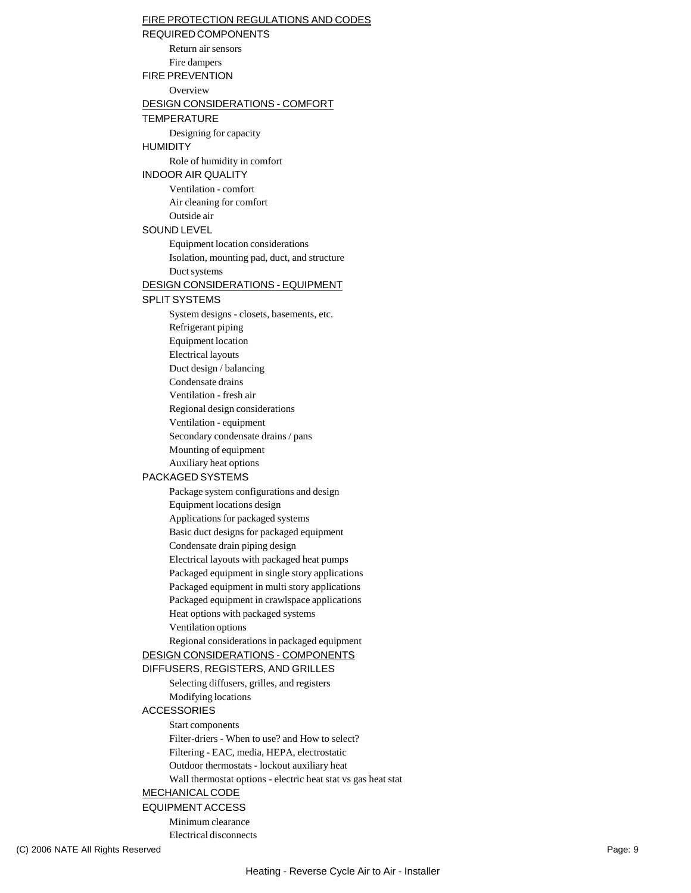## FIRE PROTECTION REGULATIONS AND CODES

### REQUIRED COMPONENTS

- Return air sensors
- Fire dampers

### FIRE PREVENTION

- Overview

## DESIGN CONSIDERATIONS - COMFORT

### TEMPERATURE

- Designing for capacity

### HUMIDITY

- Role of humidity in comfort

### INDOOR AIR QUALITY

- Ventilation - comfort
- Air cleaning for comfort
- Outside air

### SOUND LEVEL

- Equipment location considerations
- Isolation, mounting pad, duct, and structure
- Duct systems

## DESIGN CONSIDERATIONS - EQUIPMENT

### SPLIT SYSTEMS

- System designs - closets, basements, etc.
- Refrigerant piping
- Equipment location
- Electrical layouts
- Duct design / balancing
- Condensate drains
- Ventilation - fresh air
- Regional design considerations
- Ventilation - equipment
- Secondary condensate drains / pans
- Mounting of equipment
- Auxiliary heat options

### PACKAGED SYSTEMS

- Package system configurations and design
- Equipment locations design
- Applications for packaged systems
- Basic duct designs for packaged equipment
- Condensate drain piping design
- Electrical layouts with packaged heat pumps
- Packaged equipment in single story applications
- Packaged equipment in multi story applications
- Packaged equipment in crawlspace applications
- Heat options with packaged systems
- Ventilation options
- Regional considerations in packaged equipment

## DESIGN CONSIDERATIONS - COMPONENTS

### DIFFUSERS, REGISTERS, AND GRILLES

- Selecting diffusers, grilles, and registers
- Modifying locations

### ACCESSORIES

- Start components
- Filter-driers - When to use? and How to select?
- Filtering - EAC, media, HEPA, electrostatic
- Outdoor thermostats - lockout auxiliary heat
- Wall thermostat options - electric heat stat vs gas heat stat

## MECHANICAL CODE

### EQUIPMENT ACCESS

- Minimum clearance
- Electrical disconnects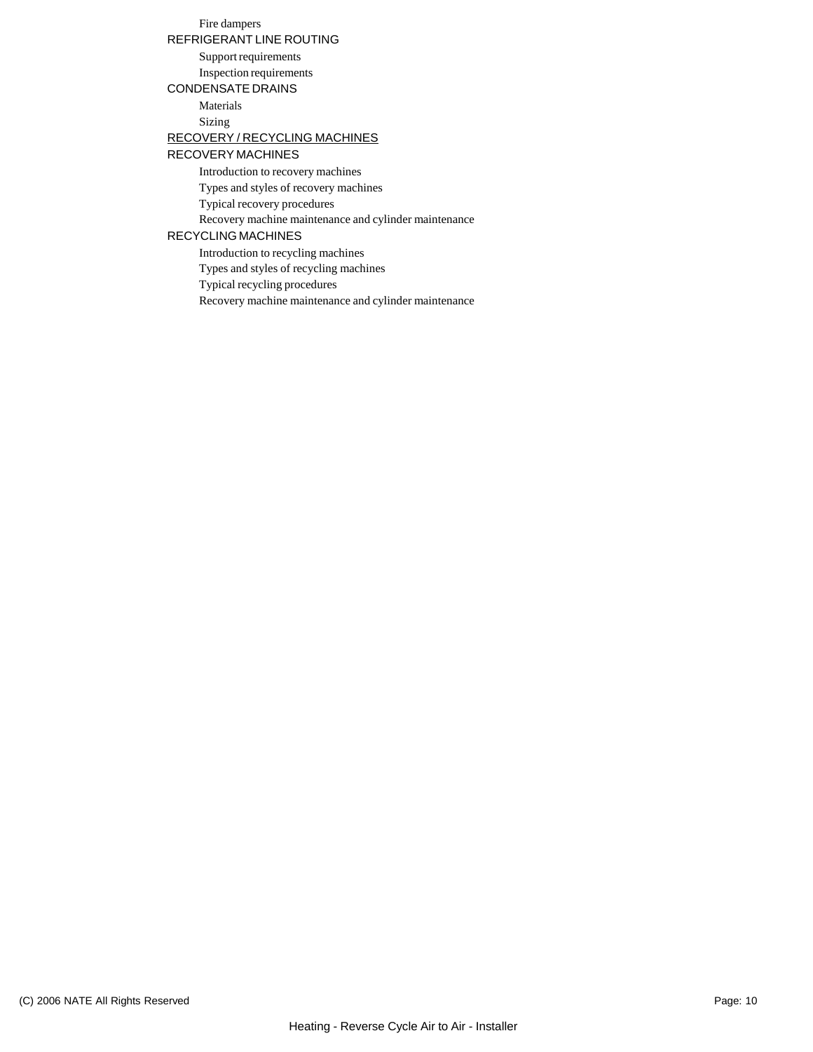- Fire dampers

REFRIGERANT LINE ROUTING

- Support requirements
- Inspection requirements

CONDENSATE DRAINS

- Materials
- Sizing

## RECOVERY / RECYCLING MACHINES

RECOVERY MACHINES

- Introduction to recovery machines
- Types and styles of recovery machines
- Typical recovery procedures
- Recovery machine maintenance and cylinder maintenance

RECYCLING MACHINES

- Introduction to recycling machines
- Types and styles of recycling machines
- Typical recycling procedures
- Recovery machine maintenance and cylinder maintenance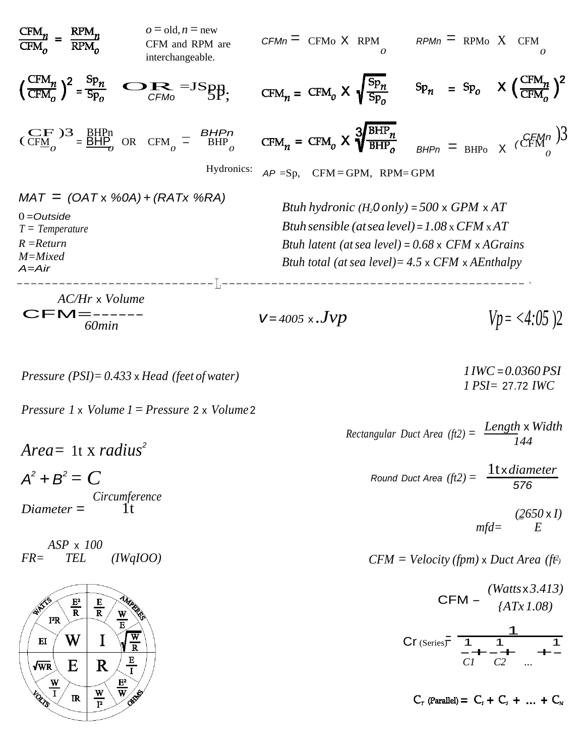$$\frac{CFM_n}{CFM_o} = \frac{RPM_n}{RPM_o}$$

*o* = old, *n* = new
CFM and RPM are interchangeable.

$CFM_n = CFM_o \times \frac{RPM_n}{RPM_o}$ $\quad RPM_n = RPM_o \times \frac{CFM_n}{CFM_o}$

$$\left(\frac{CFM_n}{CFM_o}\right)^2 = \frac{Sp_n}{Sp_o} \quad \text{OR} \quad \frac{CFM_n}{CFM_o} = \sqrt{\frac{Sp_n}{Sp_o}}$$

$$CFM_n = CFM_o \times \sqrt{\frac{Sp_n}{Sp_o}} \qquad Sp_n = Sp_o \times \left(\frac{CFM_n}{CFM_o}\right)^2$$

$$\left(\frac{CFM_n}{CFM_o}\right)^3 = \frac{BHP_n}{BHP_o} \quad \text{OR} \quad \frac{CFM_n}{CFM_o} = \sqrt[3]{\frac{BHP_n}{BHP_o}}$$

$$CFM_n = CFM_o \times \sqrt[3]{\frac{BHP_n}{BHP_o}} \qquad BHP_n = BHP_o \times \left(\frac{CFM_n}{CFM_o}\right)^3$$

Hydronics: $\Delta P$ = Sp, CFM = GPM, RPM = GPM

$MAT = (OAT \times \%OA) + (RAT \times \%RA)$

O = Outside
T = Temperature
R = Return
M = Mixed
A = Air

*Btuh hydronic* ($H_2O$ *only*) = 500 x GPM x $\Delta$T
*Btuh sensible (at sea level)* = 1.08 x CFM x $\Delta$T
*Btuh latent (at sea level)* = 0.68 x CFM x $\Delta$Grains
*Btuh total (at sea level)* = 4.5 x CFM x $\Delta$Enthalpy

---

$$CFM = \frac{AC/Hr \times Volume}{60min}$$

$$V = 4005 \times \sqrt{Vp}$$

$$Vp = \left(\frac{V}{4005}\right)^2$$

*Pressure (PSI)* = 0.433 x *Head (feet of water)*

1 IWC = 0.0360 PSI
1 PSI = 27.72 IWC

*Pressure 1* x *Volume 1* = *Pressure 2* x *Volume 2*

$$\text{Rectangular Duct Area (ft2)} = \frac{Length \times Width}{144}$$

$$Area = \pi \times radius^2$$

$$\text{Round Duct Area (ft2)} = \frac{\pi \times diameter^2}{576}$$

$$A^2 + B^2 = C^2$$

$$Diameter = \frac{Circumference}{\pi}$$

$$mfd = \frac{2650 \times I}{E}$$

$$FR = \frac{\Delta SP \times 100}{TEL} \quad (IWq100)$$

CFM = Velocity (fpm) x Duct Area ($ft^2$)

$$CFM = \frac{Watts \times 3.413}{\Delta T \times 1.08}$$

| | | | |
|---|---|---|---|
| WATTS: $I^2R$, $EI$, $\frac{E^2}{R}$ | AMPERES: $\frac{E}{R}$, $\frac{W}{E}$, $\sqrt{\frac{W}{R}}$ | VOLTS: $\sqrt{WR}$, $\frac{W}{I}$, $IR$ | OHMS: $\frac{E}{I}$, $\frac{E^2}{W}$, $\frac{W}{I^2}$ |
| W | I | E | R |

$$C_T \text{ (Series)} = \frac{1}{\frac{1}{C_1} + \frac{1}{C_2} + \ldots + \frac{1}{C_N}}$$

$$C_T \text{ (Parallel)} = C_1 + C_2 + \ldots + C_N$$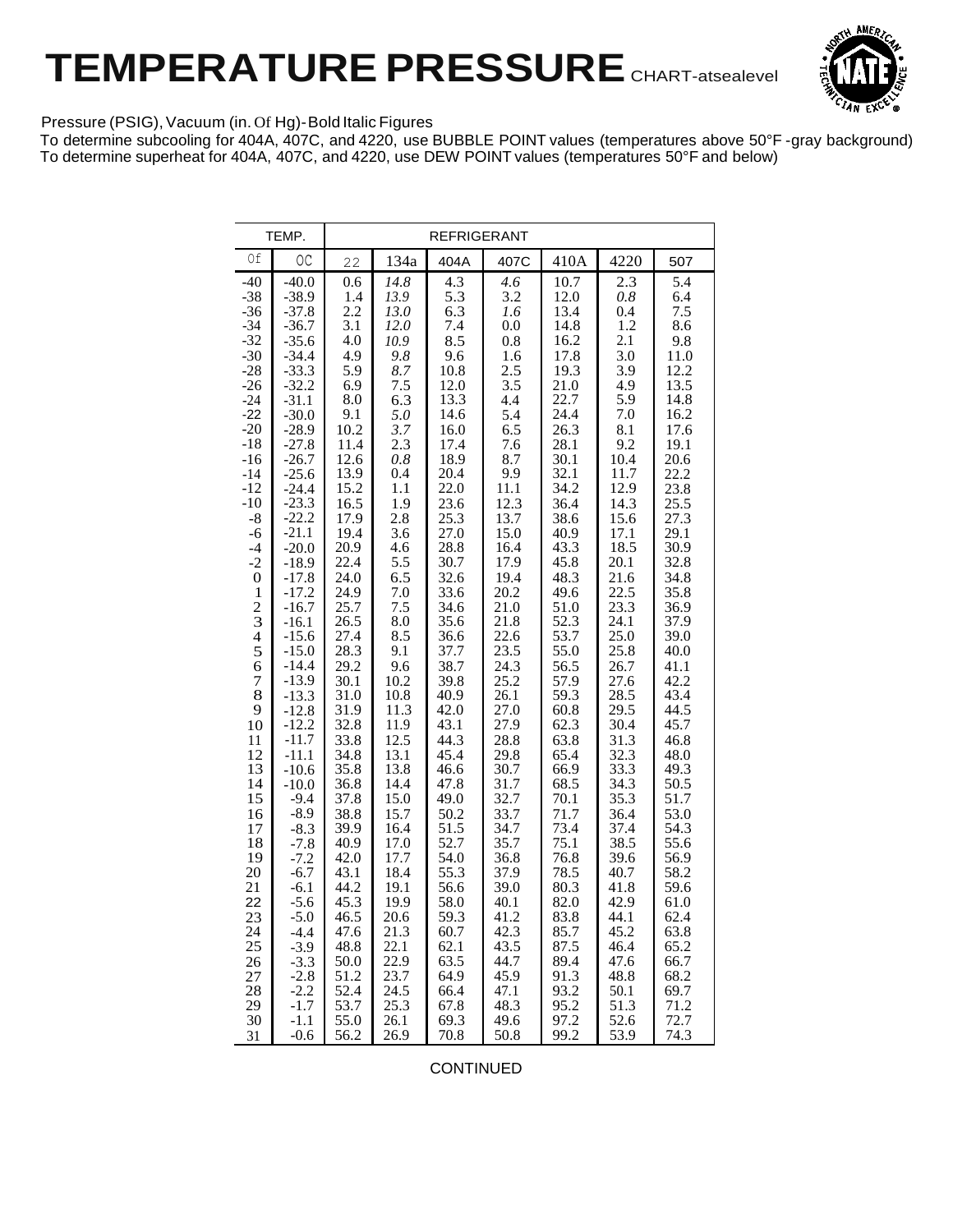# TEMPERATURE PRESSURE CHART-atsealevel

Pressure (PSIG), Vacuum (in. Of Hg)- Bold Italic Figures

To determine subcooling for 404A, 407C, and 4220, use BUBBLE POINT values (temperatures above 50°F -gray background)

To determine superheat for 404A, 407C, and 4220, use DEW POINT values (temperatures 50°F and below)

| TEMP. | | REFRIGERANT | | | | | | |
|---|---|---|---|---|---|---|---|---|
| 0f | 0C | 22 | 134a | 404A | 407C | 410A | 4220 | 507 |
| -40 | -40.0 | 0.6 | *14.8* | 4.3 | *4.6* | 10.7 | 2.3 | 5.4 |
| -38 | -38.9 | 1.4 | *13.9* | 5.3 | 3.2 | 12.0 | *0.8* | 6.4 |
| -36 | -37.8 | 2.2 | *13.0* | 6.3 | *1.6* | 13.4 | 0.4 | 7.5 |
| -34 | -36.7 | 3.1 | *12.0* | 7.4 | 0.0 | 14.8 | 1.2 | 8.6 |
| -32 | -35.6 | 4.0 | *10.9* | 8.5 | 0.8 | 16.2 | 2.1 | 9.8 |
| -30 | -34.4 | 4.9 | *9.8* | 9.6 | 1.6 | 17.8 | 3.0 | 11.0 |
| -28 | -33.3 | 5.9 | *8.7* | 10.8 | 2.5 | 19.3 | 3.9 | 12.2 |
| -26 | -32.2 | 6.9 | 7.5 | 12.0 | 3.5 | 21.0 | 4.9 | 13.5 |
| -24 | -31.1 | 8.0 | 6.3 | 13.3 | 4.4 | 22.7 | 5.9 | 14.8 |
| -22 | -30.0 | 9.1 | *5.0* | 14.6 | 5.4 | 24.4 | 7.0 | 16.2 |
| -20 | -28.9 | 10.2 | *3.7* | 16.0 | 6.5 | 26.3 | 8.1 | 17.6 |
| -18 | -27.8 | 11.4 | 2.3 | 17.4 | 7.6 | 28.1 | 9.2 | 19.1 |
| -16 | -26.7 | 12.6 | *0.8* | 18.9 | 8.7 | 30.1 | 10.4 | 20.6 |
| -14 | -25.6 | 13.9 | 0.4 | 20.4 | 9.9 | 32.1 | 11.7 | 22.2 |
| -12 | -24.4 | 15.2 | 1.1 | 22.0 | 11.1 | 34.2 | 12.9 | 23.8 |
| -10 | -23.3 | 16.5 | 1.9 | 23.6 | 12.3 | 36.4 | 14.3 | 25.5 |
| -8 | -22.2 | 17.9 | 2.8 | 25.3 | 13.7 | 38.6 | 15.6 | 27.3 |
| -6 | -21.1 | 19.4 | 3.6 | 27.0 | 15.0 | 40.9 | 17.1 | 29.1 |
| -4 | -20.0 | 20.9 | 4.6 | 28.8 | 16.4 | 43.3 | 18.5 | 30.9 |
| -2 | -18.9 | 22.4 | 5.5 | 30.7 | 17.9 | 45.8 | 20.1 | 32.8 |
| 0 | -17.8 | 24.0 | 6.5 | 32.6 | 19.4 | 48.3 | 21.6 | 34.8 |
| 1 | -17.2 | 24.9 | 7.0 | 33.6 | 20.2 | 49.6 | 22.5 | 35.8 |
| 2 | -16.7 | 25.7 | 7.5 | 34.6 | 21.0 | 51.0 | 23.3 | 36.9 |
| 3 | -16.1 | 26.5 | 8.0 | 35.6 | 21.8 | 52.3 | 24.1 | 37.9 |
| 4 | -15.6 | 27.4 | 8.5 | 36.6 | 22.6 | 53.7 | 25.0 | 39.0 |
| 5 | -15.0 | 28.3 | 9.1 | 37.7 | 23.5 | 55.0 | 25.8 | 40.0 |
| 6 | -14.4 | 29.2 | 9.6 | 38.7 | 24.3 | 56.5 | 26.7 | 41.1 |
| 7 | -13.9 | 30.1 | 10.2 | 39.8 | 25.2 | 57.9 | 27.6 | 42.2 |
| 8 | -13.3 | 31.0 | 10.8 | 40.9 | 26.1 | 59.3 | 28.5 | 43.4 |
| 9 | -12.8 | 31.9 | 11.3 | 42.0 | 27.0 | 60.8 | 29.5 | 44.5 |
| 10 | -12.2 | 32.8 | 11.9 | 43.1 | 27.9 | 62.3 | 30.4 | 45.7 |
| 11 | -11.7 | 33.8 | 12.5 | 44.3 | 28.8 | 63.8 | 31.3 | 46.8 |
| 12 | -11.1 | 34.8 | 13.1 | 45.4 | 29.8 | 65.4 | 32.3 | 48.0 |
| 13 | -10.6 | 35.8 | 13.8 | 46.6 | 30.7 | 66.9 | 33.3 | 49.3 |
| 14 | -10.0 | 36.8 | 14.4 | 47.8 | 31.7 | 68.5 | 34.3 | 50.5 |
| 15 | -9.4 | 37.8 | 15.0 | 49.0 | 32.7 | 70.1 | 35.3 | 51.7 |
| 16 | -8.9 | 38.8 | 15.7 | 50.2 | 33.7 | 71.7 | 36.4 | 53.0 |
| 17 | -8.3 | 39.9 | 16.4 | 51.5 | 34.7 | 73.4 | 37.4 | 54.3 |
| 18 | -7.8 | 40.9 | 17.0 | 52.7 | 35.7 | 75.1 | 38.5 | 55.6 |
| 19 | -7.2 | 42.0 | 17.7 | 54.0 | 36.8 | 76.8 | 39.6 | 56.9 |
| 20 | -6.7 | 43.1 | 18.4 | 55.3 | 37.9 | 78.5 | 40.7 | 58.2 |
| 21 | -6.1 | 44.2 | 19.1 | 56.6 | 39.0 | 80.3 | 41.8 | 59.6 |
| 22 | -5.6 | 45.3 | 19.9 | 58.0 | 40.1 | 82.0 | 42.9 | 61.0 |
| 23 | -5.0 | 46.5 | 20.6 | 59.3 | 41.2 | 83.8 | 44.1 | 62.4 |
| 24 | -4.4 | 47.6 | 21.3 | 60.7 | 42.3 | 85.7 | 45.2 | 63.8 |
| 25 | -3.9 | 48.8 | 22.1 | 62.1 | 43.5 | 87.5 | 46.4 | 65.2 |
| 26 | -3.3 | 50.0 | 22.9 | 63.5 | 44.7 | 89.4 | 47.6 | 66.7 |
| 27 | -2.8 | 51.2 | 23.7 | 64.9 | 45.9 | 91.3 | 48.8 | 68.2 |
| 28 | -2.2 | 52.4 | 24.5 | 66.4 | 47.1 | 93.2 | 50.1 | 69.7 |
| 29 | -1.7 | 53.7 | 25.3 | 67.8 | 48.3 | 95.2 | 51.3 | 71.2 |
| 30 | -1.1 | 55.0 | 26.1 | 69.3 | 49.6 | 97.2 | 52.6 | 72.7 |
| 31 | -0.6 | 56.2 | 26.9 | 70.8 | 50.8 | 99.2 | 53.9 | 74.3 |

CONTINUED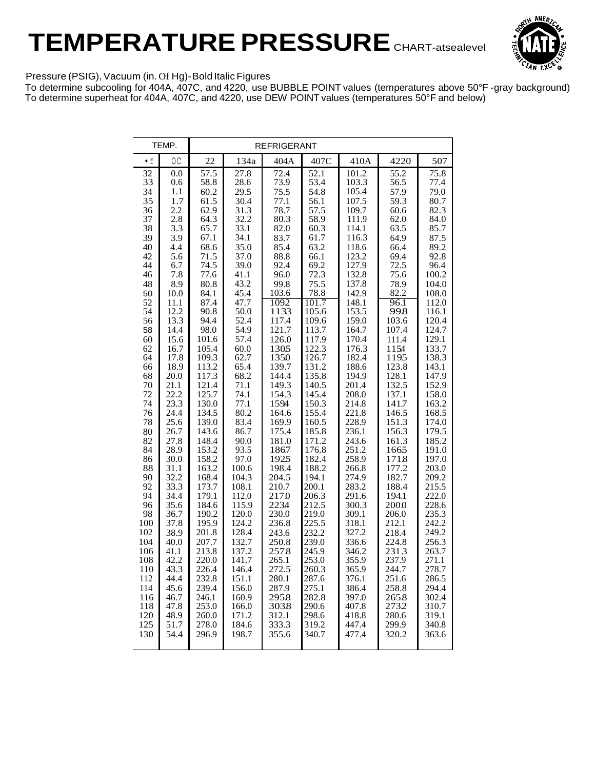# TEMPERATURE PRESSURE CHART-atsealevel

Pressure (PSIG), Vacuum (in. Of Hg)- Bold Italic Figures

To determine subcooling for 404A, 407C, and 4220, use BUBBLE POINT values (temperatures above 50°F -gray background)

To determine superheat for 404A, 407C, and 4220, use DEW POINT values (temperatures 50°F and below)

| TEMP. | | REFRIGERANT | | | | | | |
|---|---|---|---|---|---|---|---|---|
| •f | 0C | 22 | 134a | 404A | 407C | 410A | 4220 | 507 |
| 32 | 0.0 | 57.5 | 27.8 | 72.4 | 52.1 | 101.2 | 55.2 | 75.8 |
| 33 | 0.6 | 58.8 | 28.6 | 73.9 | 53.4 | 103.3 | 56.5 | 77.4 |
| 34 | 1.1 | 60.2 | 29.5 | 75.5 | 54.8 | 105.4 | 57.9 | 79.0 |
| 35 | 1.7 | 61.5 | 30.4 | 77.1 | 56.1 | 107.5 | 59.3 | 80.7 |
| 36 | 2.2 | 62.9 | 31.3 | 78.7 | 57.5 | 109.7 | 60.6 | 82.3 |
| 37 | 2.8 | 64.3 | 32.2 | 80.3 | 58.9 | 111.9 | 62.0 | 84.0 |
| 38 | 3.3 | 65.7 | 33.1 | 82.0 | 60.3 | 114.1 | 63.5 | 85.7 |
| 39 | 3.9 | 67.1 | 34.1 | 83.7 | 61.7 | 116.3 | 64.9 | 87.5 |
| 40 | 4.4 | 68.6 | 35.0 | 85.4 | 63.2 | 118.6 | 66.4 | 89.2 |
| 42 | 5.6 | 71.5 | 37.0 | 88.8 | 66.1 | 123.2 | 69.4 | 92.8 |
| 44 | 6.7 | 74.5 | 39.0 | 92.4 | 69.2 | 127.9 | 72.5 | 96.4 |
| 46 | 7.8 | 77.6 | 41.1 | 96.0 | 72.3 | 132.8 | 75.6 | 100.2 |
| 48 | 8.9 | 80.8 | 43.2 | 99.8 | 75.5 | 137.8 | 78.9 | 104.0 |
| 50 | 10.0 | 84.1 | 45.4 | 103.6 | 78.8 | 142.9 | 82.2 | 108.0 |
| 52 | 11.1 | 87.4 | 47.7 | 109.2 | 101.7 | 148.1 | 96.1 | 112.0 |
| 54 | 12.2 | 90.8 | 50.0 | 113.3 | 105.6 | 153.5 | 99.8 | 116.1 |
| 56 | 13.3 | 94.4 | 52.4 | 117.4 | 109.6 | 159.0 | 103.6 | 120.4 |
| 58 | 14.4 | 98.0 | 54.9 | 121.7 | 113.7 | 164.7 | 107.4 | 124.7 |
| 60 | 15.6 | 101.6 | 57.4 | 126.0 | 117.9 | 170.4 | 111.4 | 129.1 |
| 62 | 16.7 | 105.4 | 60.0 | 130.5 | 122.3 | 176.3 | 115.4 | 133.7 |
| 64 | 17.8 | 109.3 | 62.7 | 135.0 | 126.7 | 182.4 | 119.5 | 138.3 |
| 66 | 18.9 | 113.2 | 65.4 | 139.7 | 131.2 | 188.6 | 123.8 | 143.1 |
| 68 | 20.0 | 117.3 | 68.2 | 144.4 | 135.8 | 194.9 | 128.1 | 147.9 |
| 70 | 21.1 | 121.4 | 71.1 | 149.3 | 140.5 | 201.4 | 132.5 | 152.9 |
| 72 | 22.2 | 125.7 | 74.1 | 154.3 | 145.4 | 208.0 | 137.1 | 158.0 |
| 74 | 23.3 | 130.0 | 77.1 | 159.4 | 150.3 | 214.8 | 141.7 | 163.2 |
| 76 | 24.4 | 134.5 | 80.2 | 164.6 | 155.4 | 221.8 | 146.5 | 168.5 |
| 78 | 25.6 | 139.0 | 83.4 | 169.9 | 160.5 | 228.9 | 151.3 | 174.0 |
| 80 | 26.7 | 143.6 | 86.7 | 175.4 | 185.8 | 236.1 | 156.3 | 179.5 |
| 82 | 27.8 | 148.4 | 90.0 | 181.0 | 171.2 | 243.6 | 161.3 | 185.2 |
| 84 | 28.9 | 153.2 | 93.5 | 186.7 | 176.8 | 251.2 | 166.5 | 191.0 |
| 86 | 30.0 | 158.2 | 97.0 | 192.5 | 182.4 | 258.9 | 171.8 | 197.0 |
| 88 | 31.1 | 163.2 | 100.6 | 198.4 | 188.2 | 266.8 | 177.2 | 203.0 |
| 90 | 32.2 | 168.4 | 104.3 | 204.5 | 194.1 | 274.9 | 182.7 | 209.2 |
| 92 | 33.3 | 173.7 | 108.1 | 210.7 | 200.1 | 283.2 | 188.4 | 215.5 |
| 94 | 34.4 | 179.1 | 112.0 | 217.0 | 206.3 | 291.6 | 194.1 | 222.0 |
| 96 | 35.6 | 184.6 | 115.9 | 223.4 | 212.5 | 300.3 | 200.0 | 228.6 |
| 98 | 36.7 | 190.2 | 120.0 | 230.0 | 219.0 | 309.1 | 206.0 | 235.3 |
| 100 | 37.8 | 195.9 | 124.2 | 236.8 | 225.5 | 318.1 | 212.1 | 242.2 |
| 102 | 38.9 | 201.8 | 128.4 | 243.6 | 232.2 | 327.2 | 218.4 | 249.2 |
| 104 | 40.0 | 207.7 | 132.7 | 250.8 | 239.0 | 336.6 | 224.8 | 256.3 |
| 106 | 41.1 | 213.8 | 137.2 | 257.8 | 245.9 | 346.2 | 231.3 | 263.7 |
| 108 | 42.2 | 220.0 | 141.7 | 265.1 | 253.0 | 355.9 | 237.9 | 271.1 |
| 110 | 43.3 | 226.4 | 146.4 | 272.5 | 260.3 | 365.9 | 244.7 | 278.7 |
| 112 | 44.4 | 232.8 | 151.1 | 280.1 | 287.6 | 376.1 | 251.6 | 286.5 |
| 114 | 45.6 | 239.4 | 156.0 | 287.9 | 275.1 | 386.4 | 258.8 | 294.4 |
| 116 | 46.7 | 246.1 | 160.9 | 295.8 | 282.8 | 397.0 | 265.8 | 302.4 |
| 118 | 47.8 | 253.0 | 166.0 | 303.8 | 290.6 | 407.8 | 273.2 | 310.7 |
| 120 | 48.9 | 260.0 | 171.2 | 312.1 | 298.6 | 418.8 | 280.6 | 319.1 |
| 125 | 51.7 | 278.0 | 184.6 | 333.3 | 319.2 | 447.4 | 299.9 | 340.8 |
| 130 | 54.4 | 296.9 | 198.7 | 355.6 | 340.7 | 477.4 | 320.2 | 363.6 |